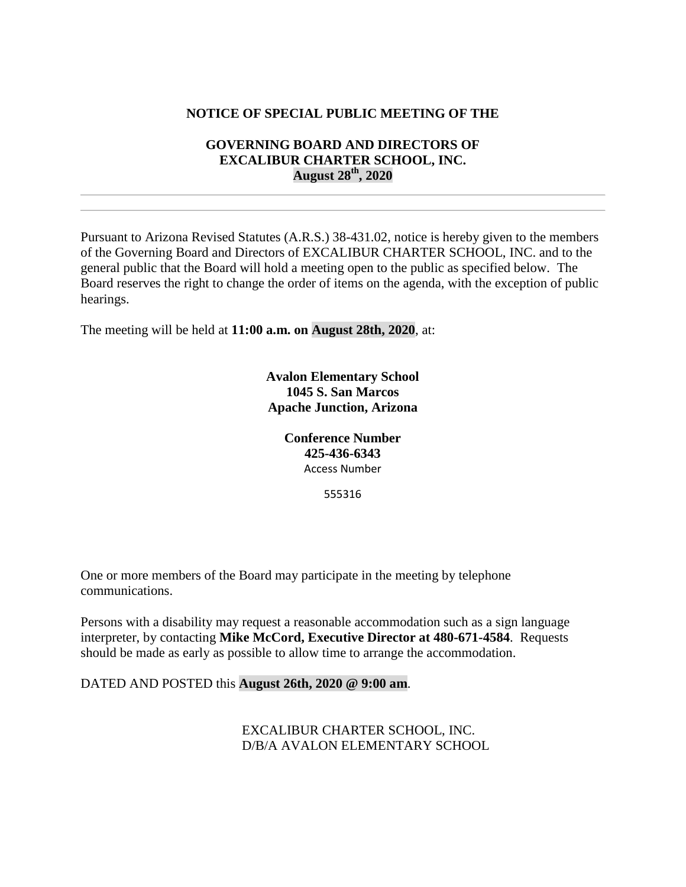**NOTICE OF SPECIAL PUBLIC MEETING OF THE**

**GOVERNING BOARD AND DIRECTORS OF EXCALIBUR CHARTER SCHOOL, INC.**
**August 28th, 2020**

---

---

Pursuant to Arizona Revised Statutes (A.R.S.) 38-431.02, notice is hereby given to the members of the Governing Board and Directors of EXCALIBUR CHARTER SCHOOL, INC. and to the general public that the Board will hold a meeting open to the public as specified below. The Board reserves the right to change the order of items on the agenda, with the exception of public hearings.

The meeting will be held at **11:00 a.m. on August 28th, 2020**, at:

**Avalon Elementary School**
**1045 S. San Marcos**
**Apache Junction, Arizona**

**Conference Number**
**425-436-6343**
Access Number

555316

One or more members of the Board may participate in the meeting by telephone communications.

Persons with a disability may request a reasonable accommodation such as a sign language interpreter, by contacting **Mike McCord, Executive Director at 480-671-4584**. Requests should be made as early as possible to allow time to arrange the accommodation.

DATED AND POSTED this **August 26th, 2020 @ 9:00 am**.

EXCALIBUR CHARTER SCHOOL, INC.
D/B/A AVALON ELEMENTARY SCHOOL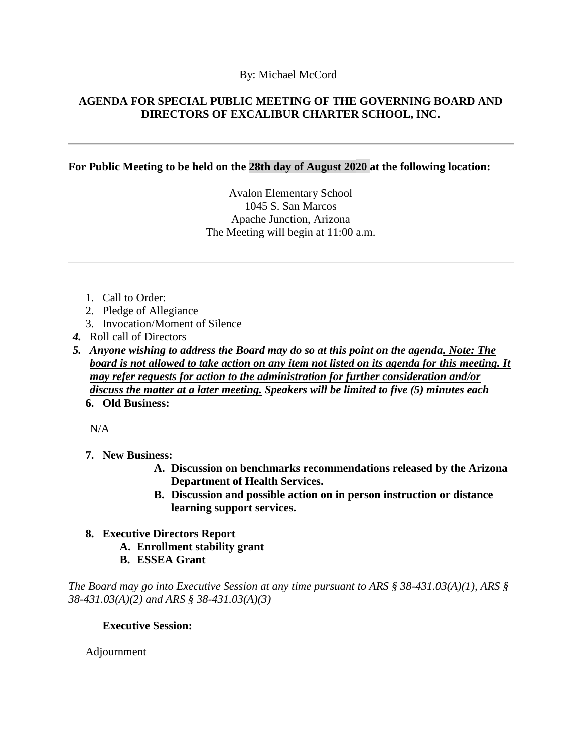By: Michael McCord

**AGENDA FOR SPECIAL PUBLIC MEETING OF THE GOVERNING BOARD AND DIRECTORS OF EXCALIBUR CHARTER SCHOOL, INC.**

---

**For Public Meeting to be held on the 28th day of August 2020 at the following location:**

Avalon Elementary School
1045 S. San Marcos
Apache Junction, Arizona
The Meeting will begin at 11:00 a.m.

---

1. Call to Order:
2. Pledge of Allegiance
3. Invocation/Moment of Silence
4. Roll call of Directors
5. ***Anyone wishing to address the Board may do so at this point on the agenda. <u>Note: The board is not allowed to take action on any item not listed on its agenda for this meeting. It may refer requests for action to the administration for further consideration and/or discuss the matter at a later meeting.</u> Speakers will be limited to five (5) minutes each***
6. **Old Business:**

   N/A

7. **New Business:**
   - **A. Discussion on benchmarks recommendations released by the Arizona Department of Health Services.**
   - **B. Discussion and possible action on in person instruction or distance learning support services.**

8. **Executive Directors Report**
   - **A. Enrollment stability grant**
   - **B. ESSEA Grant**

*The Board may go into Executive Session at any time pursuant to ARS § 38-431.03(A)(1), ARS § 38-431.03(A)(2) and ARS § 38-431.03(A)(3)*

**Executive Session:**

Adjournment